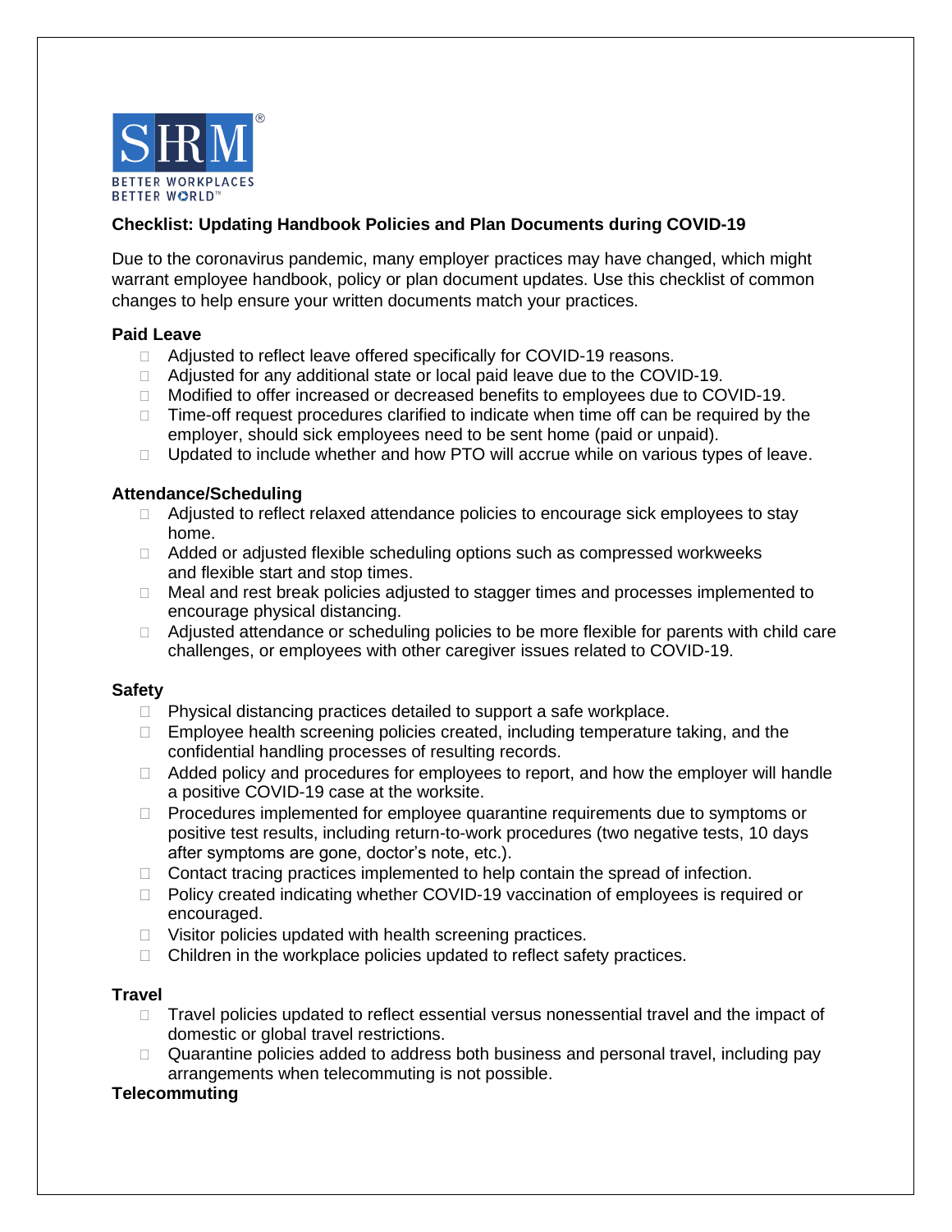## Checklist: Updating Handbook Policies and Plan Documents during COVID-19

Due to the coronavirus pandemic, many employer practices may have changed, which might warrant employee handbook, policy or plan document updates. Use this checklist of common changes to help ensure your written documents match your practices.

### Paid Leave

- ☐ Adjusted to reflect leave offered specifically for COVID-19 reasons.
- ☐ Adjusted for any additional state or local paid leave due to the COVID-19.
- ☐ Modified to offer increased or decreased benefits to employees due to COVID-19.
- ☐ Time-off request procedures clarified to indicate when time off can be required by the employer, should sick employees need to be sent home (paid or unpaid).
- ☐ Updated to include whether and how PTO will accrue while on various types of leave.

### Attendance/Scheduling

- ☐ Adjusted to reflect relaxed attendance policies to encourage sick employees to stay home.
- ☐ Added or adjusted flexible scheduling options such as compressed workweeks and flexible start and stop times.
- ☐ Meal and rest break policies adjusted to stagger times and processes implemented to encourage physical distancing.
- ☐ Adjusted attendance or scheduling policies to be more flexible for parents with child care challenges, or employees with other caregiver issues related to COVID-19.

### Safety

- ☐ Physical distancing practices detailed to support a safe workplace.
- ☐ Employee health screening policies created, including temperature taking, and the confidential handling processes of resulting records.
- ☐ Added policy and procedures for employees to report, and how the employer will handle a positive COVID-19 case at the worksite.
- ☐ Procedures implemented for employee quarantine requirements due to symptoms or positive test results, including return-to-work procedures (two negative tests, 10 days after symptoms are gone, doctor's note, etc.).
- ☐ Contact tracing practices implemented to help contain the spread of infection.
- ☐ Policy created indicating whether COVID-19 vaccination of employees is required or encouraged.
- ☐ Visitor policies updated with health screening practices.
- ☐ Children in the workplace policies updated to reflect safety practices.

### Travel

- ☐ Travel policies updated to reflect essential versus nonessential travel and the impact of domestic or global travel restrictions.
- ☐ Quarantine policies added to address both business and personal travel, including pay arrangements when telecommuting is not possible.

### Telecommuting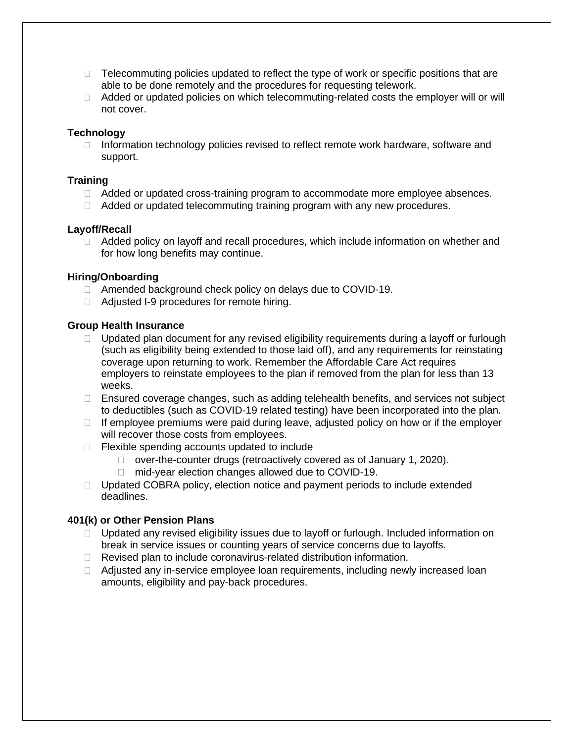- Telecommuting policies updated to reflect the type of work or specific positions that are able to be done remotely and the procedures for requesting telework.
- Added or updated policies on which telecommuting-related costs the employer will or will not cover.

**Technology**

- Information technology policies revised to reflect remote work hardware, software and support.

**Training**

- Added or updated cross-training program to accommodate more employee absences.
- Added or updated telecommuting training program with any new procedures.

**Layoff/Recall**

- Added policy on layoff and recall procedures, which include information on whether and for how long benefits may continue.

**Hiring/Onboarding**

- Amended background check policy on delays due to COVID-19.
- Adjusted I-9 procedures for remote hiring.

**Group Health Insurance**

- Updated plan document for any revised eligibility requirements during a layoff or furlough (such as eligibility being extended to those laid off), and any requirements for reinstating coverage upon returning to work. Remember the Affordable Care Act requires employers to reinstate employees to the plan if removed from the plan for less than 13 weeks.
- Ensured coverage changes, such as adding telehealth benefits, and services not subject to deductibles (such as COVID-19 related testing) have been incorporated into the plan.
- If employee premiums were paid during leave, adjusted policy on how or if the employer will recover those costs from employees.
- Flexible spending accounts updated to include
  - over-the-counter drugs (retroactively covered as of January 1, 2020).
  - mid-year election changes allowed due to COVID-19.
- Updated COBRA policy, election notice and payment periods to include extended deadlines.

**401(k) or Other Pension Plans**

- Updated any revised eligibility issues due to layoff or furlough. Included information on break in service issues or counting years of service concerns due to layoffs.
- Revised plan to include coronavirus-related distribution information.
- Adjusted any in-service employee loan requirements, including newly increased loan amounts, eligibility and pay-back procedures.